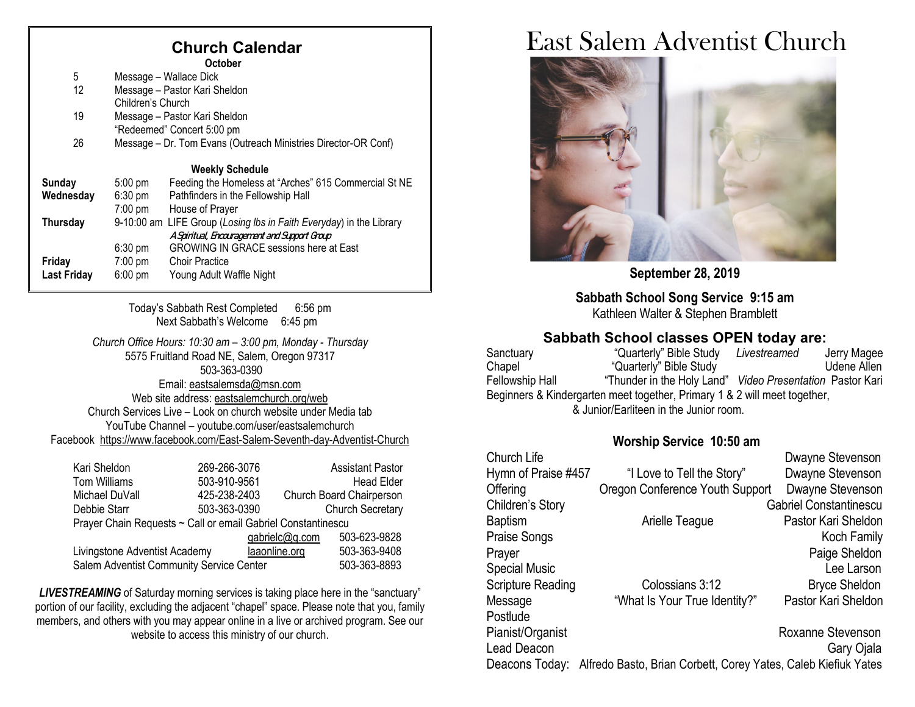## Church Calendar

**October**

| | |
|---|---|
| 5 | Message – Wallace Dick |
| 12 | Message – Pastor Kari Sheldon<br>Children's Church |
| 19 | Message – Pastor Kari Sheldon<br>"Redeemed" Concert 5:00 pm |
| 26 | Message – Dr. Tom Evans (Outreach Ministries Director-OR Conf) |

**Weekly Schedule**

| | | |
|---|---|---|
| **Sunday** | 5:00 pm | Feeding the Homeless at "Arches" 615 Commercial St NE |
| **Wednesday** | 6:30 pm | Pathfinders in the Fellowship Hall |
| | 7:00 pm | House of Prayer |
| **Thursday** | 9-10:00 am | LIFE Group (*Losing lbs in Faith Everyday*) in the Library<br>*A Spiritual, Encouragement and Support Group* |
| | 6:30 pm | GROWING IN GRACE sessions here at East |
| **Friday** | 7:00 pm | Choir Practice |
| **Last Friday** | 6:00 pm | Young Adult Waffle Night |

Today's Sabbath Rest Completed 6:56 pm
Next Sabbath's Welcome 6:45 pm

*Church Office Hours: 10:30 am – 3:00 pm, Monday - Thursday*
5575 Fruitland Road NE, Salem, Oregon 97317
503-363-0390
Email: eastsalemsda@msn.com
Web site address: eastsalemchurch.org/web
Church Services Live – Look on church website under Media tab
YouTube Channel – youtube.com/user/eastsalemchurch
Facebook https://www.facebook.com/East-Salem-Seventh-day-Adventist-Church

| | | |
|---|---|---|
| Kari Sheldon | 269-266-3076 | Assistant Pastor |
| Tom Williams | 503-910-9561 | Head Elder |
| Michael DuVall | 425-238-2403 | Church Board Chairperson |
| Debbie Starr | 503-363-0390 | Church Secretary |

Prayer Chain Requests ~ Call or email Gabriel Constantinescu gabrielc@q.com 503-623-9828
Livingstone Adventist Academy laaonline.org 503-363-9408
Salem Adventist Community Service Center 503-363-8893

***LIVESTREAMING*** of Saturday morning services is taking place here in the "sanctuary" portion of our facility, excluding the adjacent "chapel" space. Please note that you, family members, and others with you may appear online in a live or archived program. See our website to access this ministry of our church.

# East Salem Adventist Church

**September 28, 2019**

**Sabbath School Song Service 9:15 am**
Kathleen Walter & Stephen Bramblett

### Sabbath School classes OPEN today are:

| | | |
|---|---|---|
| Sanctuary | "Quarterly" Bible Study *Livestreamed* | Jerry Magee |
| Chapel | "Quarterly" Bible Study | Udene Allen |
| Fellowship Hall | "Thunder in the Holy Land" *Video Presentation* | Pastor Kari |

Beginners & Kindergarten meet together, Primary 1 & 2 will meet together, & Junior/Earliteen in the Junior room.

### Worship Service 10:50 am

| | | |
|---|---|---|
| Church Life | | Dwayne Stevenson |
| Hymn of Praise #457 | "I Love to Tell the Story" | Dwayne Stevenson |
| Offering | Oregon Conference Youth Support | Dwayne Stevenson |
| Children's Story | | Gabriel Constantinescu |
| Baptism | Arielle Teague | Pastor Kari Sheldon |
| Praise Songs | | Koch Family |
| Prayer | | Paige Sheldon |
| Special Music | | Lee Larson |
| Scripture Reading | Colossians 3:12 | Bryce Sheldon |
| Message | "What Is Your True Identity?" | Pastor Kari Sheldon |
| Postlude | | |
| Pianist/Organist | | Roxanne Stevenson |
| Lead Deacon | | Gary Ojala |

Deacons Today: Alfredo Basto, Brian Corbett, Corey Yates, Caleb Kiefiuk Yates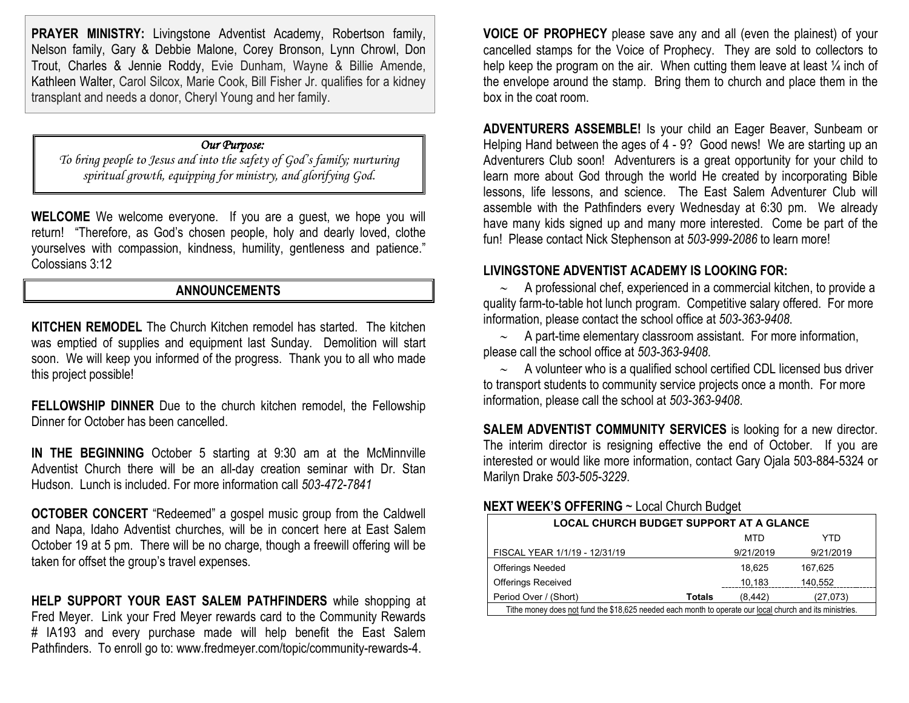**PRAYER MINISTRY:** Livingstone Adventist Academy, Robertson family, Nelson family, Gary & Debbie Malone, Corey Bronson, Lynn Chrowl, Don Trout, Charles & Jennie Roddy, Evie Dunham, Wayne & Billie Amende, Kathleen Walter, Carol Silcox, Marie Cook, Bill Fisher Jr. qualifies for a kidney transplant and needs a donor, Cheryl Young and her family.

*Our Purpose:*

*To bring people to Jesus and into the safety of God's family; nurturing spiritual growth, equipping for ministry, and glorifying God.*

**WELCOME** We welcome everyone. If you are a guest, we hope you will return! "Therefore, as God's chosen people, holy and dearly loved, clothe yourselves with compassion, kindness, humility, gentleness and patience." Colossians 3:12

## ANNOUNCEMENTS

**KITCHEN REMODEL** The Church Kitchen remodel has started. The kitchen was emptied of supplies and equipment last Sunday. Demolition will start soon. We will keep you informed of the progress. Thank you to all who made this project possible!

**FELLOWSHIP DINNER** Due to the church kitchen remodel, the Fellowship Dinner for October has been cancelled.

**IN THE BEGINNING** October 5 starting at 9:30 am at the McMinnville Adventist Church there will be an all-day creation seminar with Dr. Stan Hudson. Lunch is included. For more information call *503-472-7841*

**OCTOBER CONCERT** "Redeemed" a gospel music group from the Caldwell and Napa, Idaho Adventist churches, will be in concert here at East Salem October 19 at 5 pm. There will be no charge, though a freewill offering will be taken for offset the group's travel expenses.

**HELP SUPPORT YOUR EAST SALEM PATHFINDERS** while shopping at Fred Meyer. Link your Fred Meyer rewards card to the Community Rewards # IA193 and every purchase made will help benefit the East Salem Pathfinders. To enroll go to: www.fredmeyer.com/topic/community-rewards-4.

**VOICE OF PROPHECY** please save any and all (even the plainest) of your cancelled stamps for the Voice of Prophecy. They are sold to collectors to help keep the program on the air. When cutting them leave at least ¼ inch of the envelope around the stamp. Bring them to church and place them in the box in the coat room.

**ADVENTURERS ASSEMBLE!** Is your child an Eager Beaver, Sunbeam or Helping Hand between the ages of 4 - 9? Good news! We are starting up an Adventurers Club soon! Adventurers is a great opportunity for your child to learn more about God through the world He created by incorporating Bible lessons, life lessons, and science. The East Salem Adventurer Club will assemble with the Pathfinders every Wednesday at 6:30 pm. We already have many kids signed up and many more interested. Come be part of the fun! Please contact Nick Stephenson at *503-999-2086* to learn more!

**LIVINGSTONE ADVENTIST ACADEMY IS LOOKING FOR:**

~ A professional chef, experienced in a commercial kitchen, to provide a quality farm-to-table hot lunch program. Competitive salary offered. For more information, please contact the school office at *503-363-9408*.

~ A part-time elementary classroom assistant. For more information, please call the school office at *503-363-9408*.

~ A volunteer who is a qualified school certified CDL licensed bus driver to transport students to community service projects once a month. For more information, please call the school at *503-363-9408*.

**SALEM ADVENTIST COMMUNITY SERVICES** is looking for a new director. The interim director is resigning effective the end of October. If you are interested or would like more information, contact Gary Ojala 503-884-5324 or Marilyn Drake *503-505-3229*.

**NEXT WEEK'S OFFERING** ~ Local Church Budget

| LOCAL CHURCH BUDGET SUPPORT AT A GLANCE | | | |
|---|---|---|---|
| | | MTD | YTD |
| FISCAL YEAR 1/1/19 - 12/31/19 | | 9/21/2019 | 9/21/2019 |
| Offerings Needed | | 18,625 | 167,625 |
| Offerings Received | | 10,183 | 140,552 |
| Period Over / (Short) | Totals | (8,442) | (27,073) |

Tithe money does not fund the $18,625 needed each month to operate our local church and its ministries.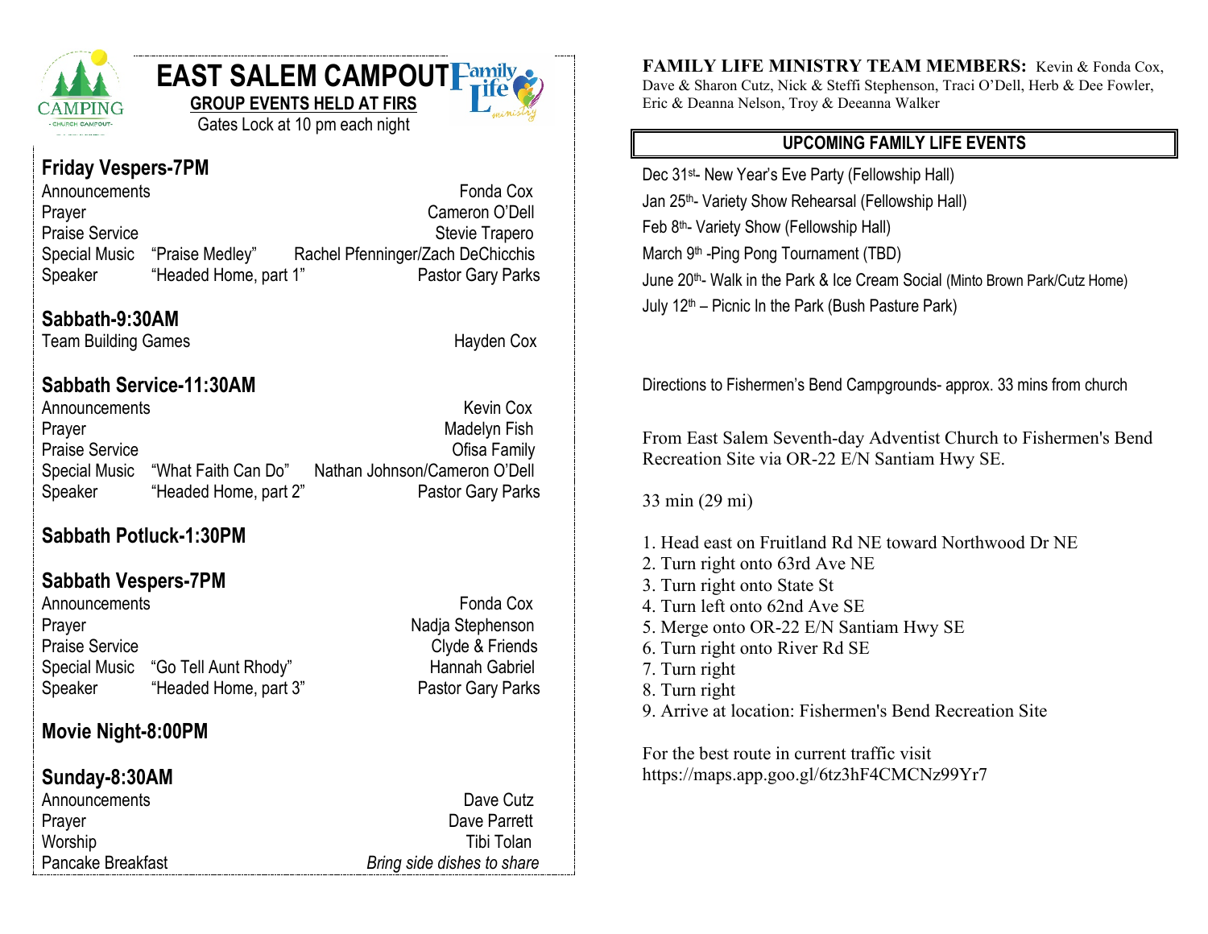# EAST SALEM CAMPOUT

**GROUP EVENTS HELD AT FIRS**

Gates Lock at 10 pm each night

## Friday Vespers-7PM

| | | |
|---|---|---|
| Announcements | | Fonda Cox |
| Prayer | | Cameron O'Dell |
| Praise Service | | Stevie Trapero |
| Special Music | "Praise Medley" | Rachel Pfenninger/Zach DeChicchis |
| Speaker | "Headed Home, part 1" | Pastor Gary Parks |

## Sabbath-9:30AM

| | |
|---|---|
| Team Building Games | Hayden Cox |

## Sabbath Service-11:30AM

| | | |
|---|---|---|
| Announcements | | Kevin Cox |
| Prayer | | Madelyn Fish |
| Praise Service | | Ofisa Family |
| Special Music | "What Faith Can Do" | Nathan Johnson/Cameron O'Dell |
| Speaker | "Headed Home, part 2" | Pastor Gary Parks |

## Sabbath Potluck-1:30PM

## Sabbath Vespers-7PM

| | | |
|---|---|---|
| Announcements | | Fonda Cox |
| Prayer | | Nadja Stephenson |
| Praise Service | | Clyde & Friends |
| Special Music | "Go Tell Aunt Rhody" | Hannah Gabriel |
| Speaker | "Headed Home, part 3" | Pastor Gary Parks |

## Movie Night-8:00PM

## Sunday-8:30AM

| | |
|---|---|
| Announcements | Dave Cutz |
| Prayer | Dave Parrett |
| Worship | Tibi Tolan |
| Pancake Breakfast | *Bring side dishes to share* |

**FAMILY LIFE MINISTRY TEAM MEMBERS:** Kevin & Fonda Cox, Dave & Sharon Cutz, Nick & Steffi Stephenson, Traci O'Dell, Herb & Dee Fowler, Eric & Deanna Nelson, Troy & Deeanna Walker

## UPCOMING FAMILY LIFE EVENTS

Dec 31st- New Year's Eve Party (Fellowship Hall)

Jan 25th- Variety Show Rehearsal (Fellowship Hall)

Feb 8th- Variety Show (Fellowship Hall)

March 9th -Ping Pong Tournament (TBD)

June 20th- Walk in the Park & Ice Cream Social (Minto Brown Park/Cutz Home)

July 12th – Picnic In the Park (Bush Pasture Park)

Directions to Fishermen's Bend Campgrounds- approx. 33 mins from church

From East Salem Seventh-day Adventist Church to Fishermen's Bend Recreation Site via OR-22 E/N Santiam Hwy SE.

33 min (29 mi)

1. Head east on Fruitland Rd NE toward Northwood Dr NE
2. Turn right onto 63rd Ave NE
3. Turn right onto State St
4. Turn left onto 62nd Ave SE
5. Merge onto OR-22 E/N Santiam Hwy SE
6. Turn right onto River Rd SE
7. Turn right
8. Turn right
9. Arrive at location: Fishermen's Bend Recreation Site

For the best route in current traffic visit
https://maps.app.goo.gl/6tz3hF4CMCNz99Yr7